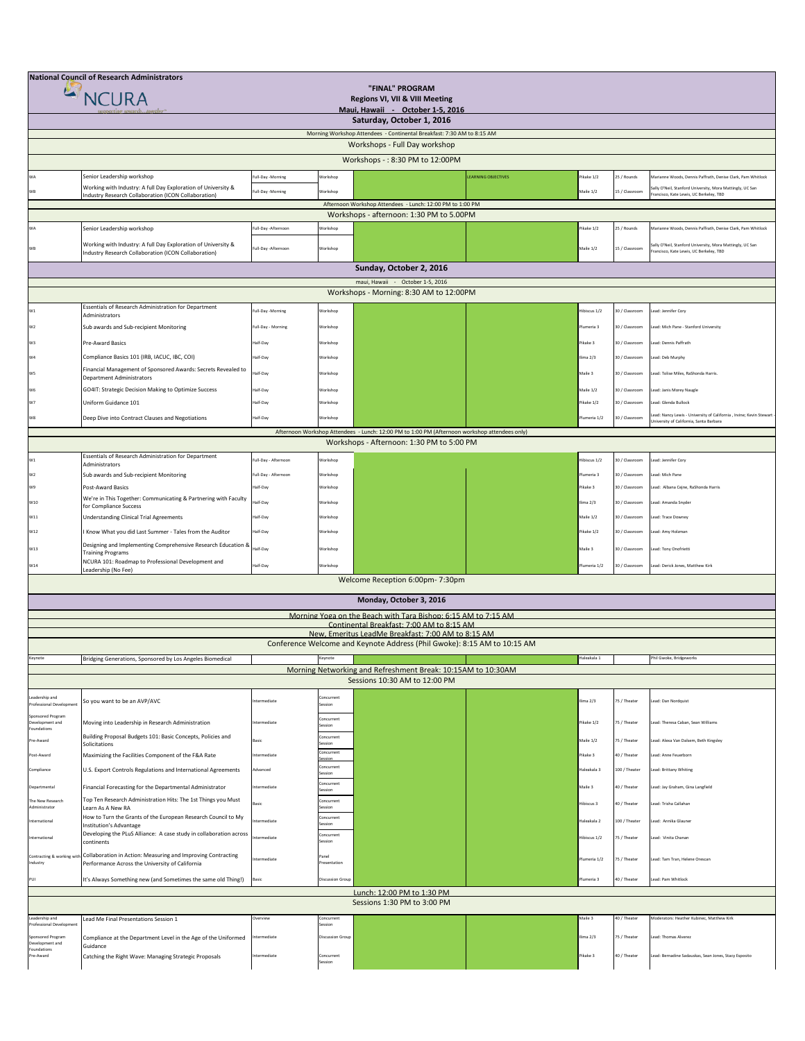**National Council of Research Administrators**

NCURA

## "FINAL" PROGRAM
## Regions VI, VII & VIII Meeting
## Maui, Hawaii - October 1-5, 2016

### Saturday, October 1, 2016

Morning Workshop Attendees - Continental Breakfast: 7:30 AM to 8:15 AM

Workshops - Full Day workshop

Workshops - : 8:30 PM to 12:00PM

| | | | | | | | | |
|---|---|---|---|---|---|---|---|---|
| WA | Senior Leadership workshop | Full-Day -Morning | Workshop | | LEARNING OBJECTIVES | Pikake 1/2 | 25 / Rounds | Marianne Woods, Dennis Paffrath, Denise Clark, Pam Whitlock |
| WB | Working with Industry: A full Day Exploration of University & Industry Research Collaboration (ICON Collaboration) | Full-Day -Morning | Workshop | | | Maile 1/2 | 15 / Classroom | Sally O'Neil, Stanford University, Mora Mattingly, UC San Francisco, Kate Lewis, UC Berkeley, TBD |

Afternoon Workshop Attendees - Lunch: 12:00 PM to 1:00 PM

Workshops - afternoon: 1:30 PM to 5.00PM

| | | | | | | | | |
|---|---|---|---|---|---|---|---|---|
| WA | Senior Leadership workshop | Full-Day -Afternoon | Workshop | | | Pikake 1/2 | 25 / Rounds | Marianne Woods, Dennis Paffrath, Denise Clark, Pam Whitlock |
| WB | Working with Industry: A full Day Exploration of University & Industry Research Collaboration (ICON Collaboration) | Full-Day -Afternoon | Workshop | | | Maile 1/2 | 15 / Classroom | Sally O'Neil, Stanford University, Mora Mattingly, UC San Francisco, Kate Lewis, UC Berkeley, TBD |

### Sunday, October 2, 2016

maui, Hawaii - October 1-5, 2016

Workshops - Morning: 8:30 AM to 12:00PM

| | | | | | | | | |
|---|---|---|---|---|---|---|---|---|
| W1 | Essentials of Research Administration for Department Administrators | Full-Day -Morning | Workshop | | | Hibiscus 1/2 | 30 / Classroom | Lead: Jennifer Cory |
| W2 | Sub awards and Sub-recipient Monitoring | Full-Day - Morning | Workshop | | | Plumeria 3 | 30 / Classroom | Lead: Mich Pane - Stanford University |
| W3 | Pre-Award Basics | Half-Day | Workshop | | | Pikake 3 | 30 / Classroom | Lead: Dennis Paffrath |
| W4 | Compliance Basics 101 (IRB, IACUC, IBC, COI) | Half-Day | Workshop | | | Ilima 2/3 | 30 / Classroom | Lead: Deb Murphy |
| W5 | Financial Management of Sponsored Awards: Secrets Revealed to Department Administrators | Half-Day | Workshop | | | Maile 3 | 30 / Classroom | Lead: Tolise Miles, RaShonda Harris. |
| W6 | GO4IT: Strategic Decision Making to Optimize Success | Half-Day | Workshop | | | Maile 1/2 | 30 / Classroom | Lead: Janis Morey Naugle |
| W7 | Uniform Guidance 101 | Half-Day | Workshop | | | Pikake 1/2 | 30 / Classroom | Lead: Glenda Bullock |
| W8 | Deep Dive into Contract Clauses and Negotiations | Half-Day | Workshop | | | Plumeria 1/2 | 30 / Classroom | Lead: Nancy Lewis - University of California , Irvine; Kevin Stewart - University of California, Santa Barbara |

Afternoon Workshop Attendees - Lunch: 12:00 PM to 1:00 PM (Afternoon workshop attendees only)

Workshops - Afternoon: 1:30 PM to 5:00 PM

| | | | | | | | | |
|---|---|---|---|---|---|---|---|---|
| W1 | Essentials of Research Administration for Department Administrators | Full-Day - Afternoon | Workshop | | | Hibiscus 1/2 | 30 / Classroom | Lead: Jennifer Cory |
| W2 | Sub awards and Sub-recipient Monitoring | Full-Day - Afternoon | Workshop | | | Plumeria 3 | 30 / Classroom | Lead: Mich Pane |
| W9 | Post-Award Basics | Half-Day | Workshop | | | Pikake 3 | 30 / Classroom | Lead: Albana Cejne, RaShonda Harris |
| W10 | We're in This Together: Communicating & Partnering with Faculty for Compliance Success | Half-Day | Workshop | | | Ilima 2/3 | 30 / Classroom | Lead: Amanda Snyder |
| W11 | Understanding Clinical Trial Agreements | Half-Day | Workshop | | | Maile 1/2 | 30 / Classroom | Lead: Trace Downey |
| W12 | I Know What you did Last Summer - Tales from the Auditor | Half-Day | Workshop | | | Pikake 1/2 | 30 / Classroom | Lead: Amy Holzman |
| W13 | Designing and Implementing Comprehensive Research Education & Training Programs | Half-Day | Workshop | | | Maile 3 | 30 / Classroom | Lead: Tony Onofrietti |
| W14 | NCURA 101: Roadmap to Professional Development and Leadership (No Fee) | Half-Day | Workshop | | | Plumeria 1/2 | 30 / Classroom | Lead: Derick Jones, Matthew Kirk |

Welcome Reception 6:00pm- 7:30pm

### Monday, October 3, 2016

Morning Yoga on the Beach with Tara Bishop: 6:15 AM to 7:15 AM

Continental Breakfast: 7:00 AM to 8:15 AM

New, Emeritus LeadMe Breakfast: 7:00 AM to 8:15 AM

Conference Welcome and Keynote Address (Phil Gwoke): 8:15 AM to 10:15 AM

| | | | | | | | | |
|---|---|---|---|---|---|---|---|---|
| Keynote | Bridging Generations, Sponsored by Los Angeles Biomedical | | Keynote | | | Haleakala 1 | | Phil Gwoke, Bridgeworks |

Morning Networking and Refreshment Break: 10:15AM to 10:30AM

Sessions 10:30 AM to 12:00 PM

| | | | | | | | | |
|---|---|---|---|---|---|---|---|---|
| Leadership and Professional Development | So you want to be an AVP/AVC | Intermediate | Concurrent Session | | | Ilima 2/3 | 75 / Theater | Lead: Dan Nordquist |
| Sponsored Program Development and Foundations | Moving into Leadership in Research Administration | Intermediate | Concurrent Session | | | Pikake 1/2 | 75 / Theater | Lead: Theresa Caban, Sean Williams |
| Pre-Award | Building Proposal Budgets 101: Basic Concepts, Policies and Solicitations | Basic | Concurrent Session | | | Maile 1/2 | 75 / Theater | Lead: Alexa Van Dalsem, Beth Kingsley |
| Post-Award | Maximizing the Facilities Component of the F&A Rate | Intermediate | Concurrent Session | | | Pikake 3 | 40 / Theater | Lead: Anne Feuerborn |
| Compliance | U.S. Export Controls Regulations and International Agreements | Advanced | Concurrent Session | | | Haleakala 3 | 100 / Theater | Lead: Brittany Whiting |
| Departmental | Financial Forecasting for the Departmental Administrator | Intermediate | Concurrent Session | | | Maile 3 | 40 / Theater | Lead: Jay Graham, Gina Langfield |
| The New Research Administrator | Top Ten Research Administration Hits: The 1st Things you Must Learn As A New RA | Basic | Concurrent Session | | | Hibiscus 3 | 40 / Theater | Lead: Trisha Callahan |
| International | How to Turn the Grants of the European Research Council to My Institution's Advantage | Intermediate | Concurrent Session | | | Haleakala 2 | 100 / Theater | Lead: Annika Glauner |
| International | Developing the PLuS Alliance: A case study in collaboration across continents | Intermediate | Concurrent Session | | | Hibiscus 1/2 | 75 / Theater | Lead: Vinita Chanan |
| Contracting & working with Industry | Collaboration in Action: Measuring and Improving Contracting Performance Across the University of California | Intermediate | Panel Presentation | | | Plumeria 1/2 | 75 / Theater | Lead: Tam Tran, Helene Orescan |
| PUI | It's Always Something new (and Sometimes the same old Thing!) | Basic | Discussion Group | | | Plumeria 3 | 40 / Theater | Lead: Pam Whitlock |

Lunch: 12:00 PM to 1:30 PM

Sessions 1:30 PM to 3:00 PM

| | | | | | | | | |
|---|---|---|---|---|---|---|---|---|
| Leadership and Professional Development | Lead Me Final Presentations Session 1 | Overview | Concurrent Session | | | Maile 3 | 40 / Theater | Moderators: Heather Kubinec, Matthew Kirk |
| Sponsored Program Development and Foundations | Compliance at the Department Level in the Age of the Uniformed Guidance | Intermediate | Discussion Group | | | Ilima 2/3 | 75 / Theater | Lead: Thomas Alverez |
| Pre-Award | Catching the Right Wave: Managing Strategic Proposals | Intermediate | Concurrent Session | | | Pikake 3 | 40 / Theater | Lead: Bernadine Sadauskas, Sean Jones, Stacy Esposito |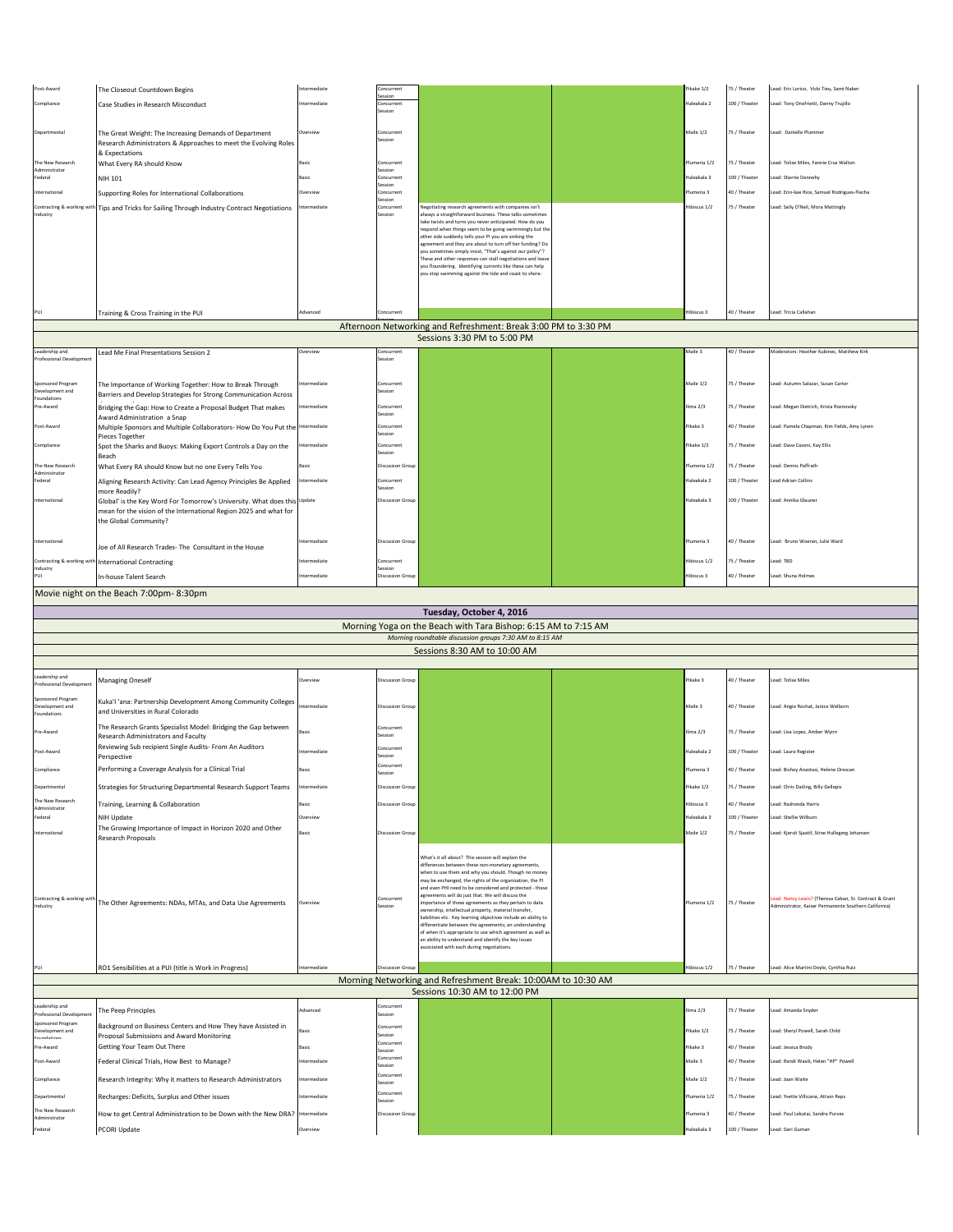| Track | Session Title | Level | Format | Description | | Room | Capacity | Lead |
|---|---|---|---|---|---|---|---|---|
| Post-Award | The Closeout Countdown Begins | Intermediate | Concurrent Session | | | Pikake 1/2 | 75 / Theater | Lead: Eric Lorico, Vicki Tieu, Sami Naber |
| Compliance | Case Studies in Research Misconduct | Intermediate | Concurrent Session | | | Haleakala 2 | 100 / Theater | Lead: Tony Onofrietti, Danny Trujillo |
| Departmental | The Great Weight: The Increasing Demands of Department Research Administrators & Approaches to meet the Evolving Roles & Expectations | Overview | Concurrent Session | | | Maile 1/2 | 75 / Theater | Lead: Danielle Plummer |
| The New Research Administrator | What Every RA should Know | Basic | Concurrent Session | | | Plumeria 1/2 | 75 / Theater | Lead: Tolise Miles, Fannie Cruz Walton |
| Federal | NIH 101 | Basic | Concurrent Session | | | Haleakala 3 | 100 / Theater | Lead: Sherrie Dennehy |
| International | Supporting Roles for International Collaborations | Overview | Concurrent Session | | | Plumeria 3 | 40 / Theater | Lead: Erin-kae Rice, Samuel Rodrigues-Flecha |
| Contracting & working with Industry | Tips and Tricks for Sailing Through Industry Contract Negotiations | Intermediate | Concurrent Session | Negotiating research agreements with companies isn't always a straightforward business. These talks sometimes take twists and turns you never anticipated. How do you respond when things seem to be going swimmingly but the other side suddenly tells your PI you are sinking the agreement and they are about to turn off her funding? Do you sometimes simply insist, "That's against our policy"? These and other responses can stall negotiations and leave you floundering. Identifying currents like these can help you stop swimming against the tide and coast to shore. | | Hibiscus 1/2 | 75 / Theater | Lead: Sally O'Neil, Mora Mattingly |
| PUI | Training & Cross Training in the PUI | Advanced | Concurrent Session | | | Hibiscus 3 | 40 / Theater | Lead: Tricia Callahan |

**Afternoon Networking and Refreshment: Break 3:00 PM to 3:30 PM**

**Sessions 3:30 PM to 5:00 PM**

| Track | Session Title | Level | Format | Description | | Room | Capacity | Lead |
|---|---|---|---|---|---|---|---|---|
| Leadership and Professional Development | Lead Me Final Presentations Session 2 | Overview | Concurrent Session | | | Maile 3 | 40 / Theater | Moderators: Heather Kubinec, Matthew Kirk |
| Sponsored Program Development and Foundations | The Importance of Working Together: How to Break Through Barriers and Develop Strategies for Strong Communication Across | Intermediate | Concurrent Session | | | Maile 1/2 | 75 / Theater | Lead: Autumn Salazar, Susan Carter |
| Pre-Award | Bridging the Gap: How to Create a Proposal Budget That makes Award Administration a Snap | Intermediate | Concurrent Session | | | Ilima 2/3 | 75 / Theater | Lead: Megan Dietrich, Krista Roznovsky |
| Post-Award | Multiple Sponsors and Multiple Collaborators- How Do You Put the Pieces Together | Intermediate | Concurrent Session | | | Pikake 3 | 40 / Theater | Lead: Pamela Chapman, Kim Fields, Amy Lynen |
| Compliance | Spot the Sharks and Buoys: Making Export Controls a Day on the Beach | Intermediate | Concurrent Session | | | Pikake 1/2 | 75 / Theater | Lead: Dava Casoni, Kay Ellis |
| The New Research Administrator | What Every RA should Know but no one Every Tells You | Basic | Discussion Group | | | Plumeria 1/2 | 75 / Theater | Lead: Dennis Paffrath |
| Federal | Aligning Research Activity: Can Lead Agency Principles Be Applied more Readily? | Intermediate | Concurrent Session | | | Haleakala 2 | 100 / Theater | Lead Adrian Collins |
| International | Global' is the Key Word For Tomorrow's University. What does this mean for the vision of the International Region 2025 and what for the Global Community? | Update | Discussion Group | | | Haleakala 3 | 100 / Theater | Lead: Annika Glauner |
| International | Joe of All Research Trades- The Consultant in the House | Intermediate | Discussion Group | | | Plumeria 3 | 40 / Theater | Lead: Bruno Woeran, Julie Ward |
| Contracting & working with Industry | International Contracting | Intermediate | Concurrent Session | | | Hibiscus 1/2 | 75 / Theater | Lead: TBD |
| PUI | In-house Talent Search | Intermediate | Discussion Group | | | Hibiscus 3 | 40 / Theater | Lead: Shuna Holmes |

Movie night on the Beach 7:00pm- 8:30pm

## Tuesday, October 4, 2016

**Morning Yoga on the Beach with Tara Bishop: 6:15 AM to 7:15 AM**

*Morning roundtable discussion groups 7:30 AM to 8:15 AM*

**Sessions 8:30 AM to 10:00 AM**

| Track | Session Title | Level | Format | Description | | Room | Capacity | Lead |
|---|---|---|---|---|---|---|---|---|
| Leadership and Professional Development | Managing Oneself | Overview | Discussion Group | | | Pikake 3 | 40 / Theater | Lead: Tolise Miles |
| Sponsored Program Development and Foundations | Kuka'l 'ana: Partnership Development Among Community Colleges and Universities in Rural Colorado | Intermediate | Discussion Group | | | Maile 3 | 40 / Theater | Lead: Angie Rochat, Janice Wellborn |
| Pre-Award | The Research Grants Specialist Model: Bridging the Gap between Research Administrators and Faculty | Basic | Concurrent Session | | | Ilima 2/3 | 75 / Theater | Lead: Lisa Lopez, Amber Wynn |
| Post-Award | Reviewing Sub recipient Single Audits- From An Auditors Perspective | Intermediate | Concurrent Session | | | Haleakala 2 | 100 / Theater | Lead: Laura Register |
| Compliance | Performing a Coverage Analysis for a Clinical Trial | Basic | Concurrent Session | | | Plumeria 3 | 40 / Theater | Lead: Bishoy Anastasi, Helene Orescan |
| Departmental | Strategies for Structuring Departmental Research Support Teams | Intermediate | Discussion Group | | | Pikake 1/2 | 75 / Theater | Lead: Chris Dailing, Billy Gellepis |
| The New Research Administrator | Training, Learning & Collaboration | Basic | Discussion Group | | | Hibiscus 3 | 40 / Theater | Lead: Rashonda Harris |
| Federal | NIH Update | Overview | | | | Haleakala 3 | 100 / Theater | Lead: Shellie Wilburn |
| International | The Growing Importance of Impact in Horizon 2020 and Other Research Proposals | Basic | Discussion Group | | | Maile 1/2 | 75 / Theater | Lead: Kjersti Sjaatil, Stine Hullegerg Johansen |
| Contracting & working with Industry | The Other Agreements: NDAs, MTAs, and Data Use Agreements | Overview | Concurrent Session | What's it all about? This session will explain the differences between these non-monetary agreements, when to use them and why you should. Though no money may be exchanged, the rights of the organization, the PI and even PHI need to be considered and protected - these agreements will do just that. We will discuss the importance of these agreements as they pertain to data ownership, intellectual property, material transfer, liabilities etc. Key learning objectives include an ability to differentiate between the agreements; an understanding of when it's appropriate to use which agreement as well as an ability to understand and identify the key issues associated with each during negotiations. | | Plumeria 1/2 | 75 / Theater | Lead: Nancy Lewis? (Theresa Caban, Sr. Contract & Grant Administrator, Kaiser Permanente Southern California) |
| PUI | RO1 Sensibilities at a PUI (title is Work in Progress) | Intermediate | Discussion Group | | | Hibiscus 1/2 | 75 / Theater | Lead: Alice Martini Doyle, Cynthia Ruiz |

**Morning Networking and Refreshment Break: 10:00AM to 10:30 AM**

**Sessions 10:30 AM to 12:00 PM**

| Track | Session Title | Level | Format | Description | | Room | Capacity | Lead |
|---|---|---|---|---|---|---|---|---|
| Leadership and Professional Development | The Peep Principles | Advanced | Concurrent Session | | | Ilima 2/3 | 75 / Theater | Lead: Amanda Snyder |
| Sponsored Program Development and Foundations | Background on Business Centers and How They have Assisted in Proposal Submissions and Award Monitoring | Basic | Concurrent Session | | | Pikake 1/2 | 75 / Theater | Lead: Sheryl Powell, Sarah Child |
| Pre-Award | Getting Your Team Out There | Basic | Concurrent Session | | | Pikake 3 | 40 / Theater | Lead: Jessica Brody |
| Post-Award | Federal Clinical Trials, How Best to Manage? | Intermediate | Concurrent Session | | | Maile 3 | 40 / Theater | Lead: Randi Wasik, Helen "HP" Powell |
| Compliance | Research Integrity: Why it matters to Research Administrators | Intermediate | Concurrent Session | | | Maile 1/2 | 75 / Theater | Lead: Joan Waite |
| Departmental | Recharges: Deficits, Surplus and Other issues | Intermediate | Concurrent Session | | | Plumeria 1/2 | 75 / Theater | Lead: Yvette Villicana, Attain Reps |
| The New Research Administrator | How to get Central Administration to be Down with the New DRA? | Intermediate | Discussion Group | | | Plumeria 3 | 40 / Theater | Lead: Paul Lekutai, Sandra Purves |
| Federal | PCORI Update | Overview | | | | Haleakala 3 | 100 / Theater | Lead: Geri Guman |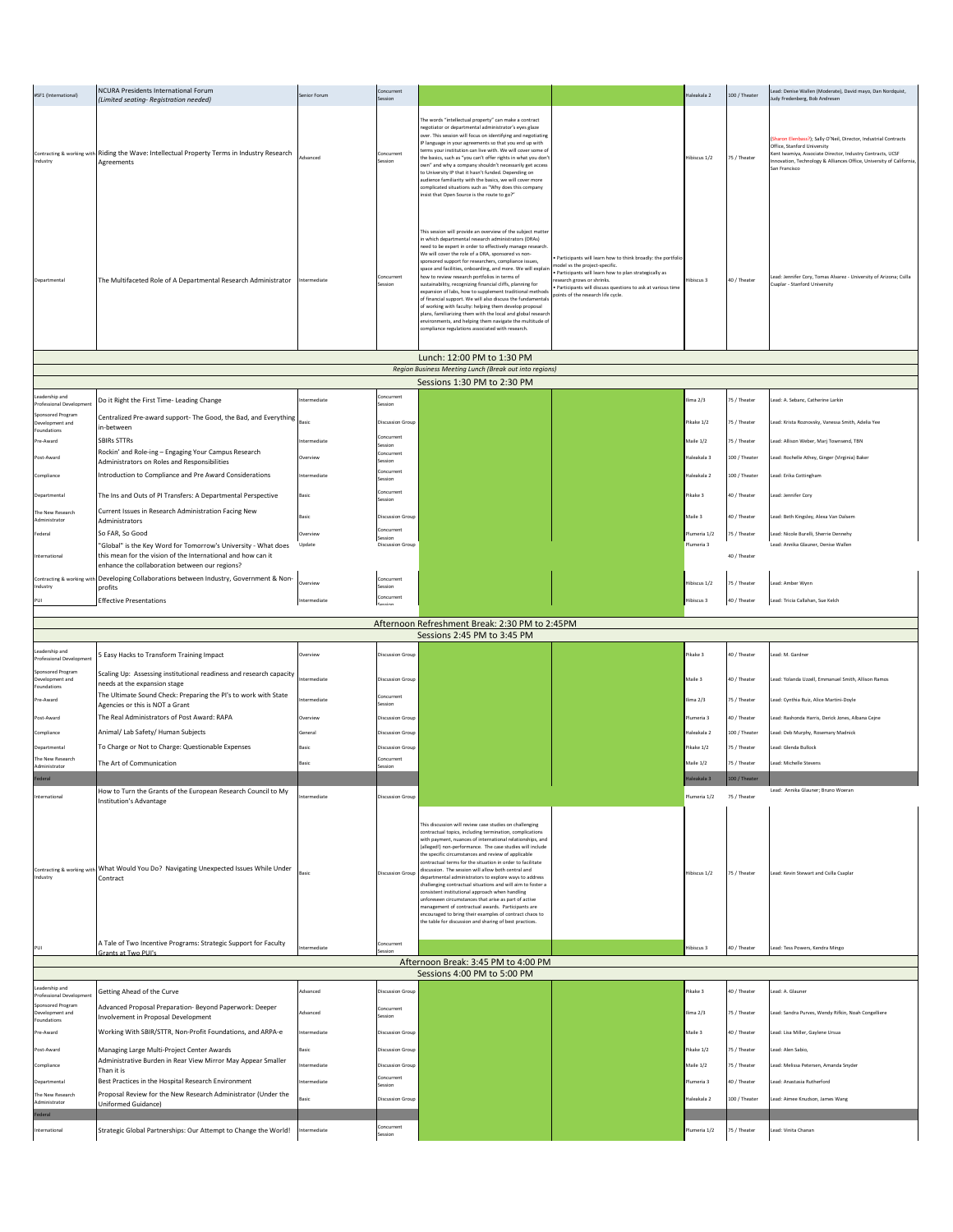| | | | | | | | | |
|---|---|---|---|---|---|---|---|---|
| #SF1 (International) | NCURA Presidents International Forum *(Limited seating- Registration needed)* | Senior Forum | Concurrent Session | | | Haleakala 2 | 100 / Theater | Lead: Denise Wallen (Moderate), David mayo, Dan Nordquist, Judy Fredenberg, Bob Andresen |
| Contracting & working with Industry | Riding the Wave: Intellectual Property Terms in Industry Research Agreements | Advanced | Concurrent Session | The words "intellectual property" can make a contract negotiator or departmental administrator's eyes glaze over. This session will focus on identifying and negotiating IP language in your agreements so that you end up with terms your institution can live with. We will cover some of the basics, such as "you can't offer rights in what you don't own" and why a company shouldn't necessarily get access to University IP that it hasn't funded. Depending on audience familiarity with the basics, we will cover more complicated situations such as "Why does this company insist that Open Source is the route to go?" | | Hibiscus 1/2 | 75 / Theater | (Sharon Elenbass?); Sally O'Neil, Director, Industrial Contracts Office, Stanford University; Kent Iwamiya, Associate Director, Industry Contracts, UCSF Innovation, Technology & Alliances Office, University of California, San Francisco |
| Departmental | The Multifaceted Role of A Departmental Research Administrator | Intermediate | Concurrent Session | This session will provide an overview of the subject matter in which departmental research administrators (DRAs) need to be expert in order to effectively manage research. We will cover the role of a DRA, sponsored vs non-sponsored support for researchers, compliance issues, space and facilities, onboarding, and more. We will explain how to review research portfolios in terms of sustainability, recognizing financial cliffs, planning for expansion of labs, how to supplement traditional methods of financial support. We will also discuss the fundamentals of working with faculty: helping them develop proposal plans, familiarizing them with the local and global research environments, and helping them navigate the multitude of compliance regulations associated with research. | • Participants will learn how to think broadly: the portfolio model vs the project-specific. • Participants will learn how to plan strategically as research grows or shrinks. • Participants will discuss questions to ask at various time points of the research life cycle. | Hibiscus 3 | 40 / Theater | Lead: Jennifer Cory, Tomas Alvarez - University of Arizona; Csilla Csaplar - Stanford University |
| Lunch: 12:00 PM to 1:30 PM | | | | | | | | |
| *Region Business Meeting Lunch (Break out into regions)* | | | | | | | | |
| Sessions 1:30 PM to 2:30 PM | | | | | | | | |
| Leadership and Professional Development | Do it Right the First Time- Leading Change | Intermediate | Concurrent Session | | | Ilima 2/3 | 75 / Theater | Lead: A. Sebanc, Catherine Larkin |
| Sponsored Program Development and Foundations | Centralized Pre-award support- The Good, the Bad, and Everything in-between | Basic | Discussion Group | | | Pikake 1/2 | 75 / Theater | Lead: Krista Roznovsky, Vanessa Smith, Adelia Yee |
| Pre-Award | SBIRs STTRs | Intermediate | Concurrent Session | | | Maile 1/2 | 75 / Theater | Lead: Allison Weber, Marj Townsend, TBN |
| Post-Award | Rockin' and Role-ing – Engaging Your Campus Research Administrators on Roles and Responsibilities | Overview | Concurrent Session | | | Haleakala 3 | 100 / Theater | Lead: Rochelle Athey, Ginger (Virginia) Baker |
| Compliance | Introduction to Compliance and Pre Award Considerations | Intermediate | Concurrent Session | | | Haleakala 2 | 100 / Theater | Lead: Erika Cottingham |
| Departmental | The Ins and Outs of PI Transfers: A Departmental Perspective | Basic | Concurrent Session | | | Pikake 3 | 40 / Theater | Lead: Jennifer Cory |
| The New Research Administrator | Current Issues in Research Administration Facing New Administrators | Basic | Discussion Group | | | Maile 3 | 40 / Theater | Lead: Beth Kingsley, Alexa Van Dalsem |
| Federal | So FAR, So Good | Overview | Concurrent Session | | | Plumeria 1/2 | 75 / Theater | Lead: Nicole Burelli, Sherrie Dennehy |
| International | "Global" is the Key Word for Tomorrow's University - What does this mean for the vision of the International and how can it enhance the collaboration between our regions? | Update | Discussion Group | | | Plumeria 3 | 40 / Theater | Lead: Annika Glauner, Denise Wallen |
| Contracting & working with Industry | Developing Collaborations between Industry, Government & Non-profits | Overview | Concurrent Session | | | Hibiscus 1/2 | 75 / Theater | Lead: Amber Wynn |
| PUI | Effective Presentations | Intermediate | Concurrent Session | | | Hibiscus 3 | 40 / Theater | Lead: Tricia Callahan, Sue Kelch |
| Afternoon Refreshment Break: 2:30 PM to 2:45PM | | | | | | | | |
| Sessions 2:45 PM to 3:45 PM | | | | | | | | |
| Leadership and Professional Development | 5 Easy Hacks to Transform Training Impact | Overview | Discussion Group | | | Pikake 3 | 40 / Theater | Lead: M. Gardner |
| Sponsored Program Development and Foundations | Scaling Up: Assessing institutional readiness and research capacity needs at the expansion stage | Intermediate | Discussion Group | | | Maile 3 | 40 / Theater | Lead: Yolanda Uzzell, Emmanuel Smith, Allison Ramos |
| Pre-Award | The Ultimate Sound Check: Preparing the PI's to work with State Agencies or this is NOT a Grant | Intermediate | Concurrent Session | | | Ilima 2/3 | 75 / Theater | Lead: Cynthia Ruiz, Alice Martini-Doyle |
| Post-Award | The Real Administrators of Post Award: RAPA | Overview | Discussion Group | | | Plumeria 3 | 40 / Theater | Lead: Rashonda Harris, Derick Jones, Albana Cejne |
| Compliance | Animal/ Lab Safety/ Human Subjects | General | Discussion Group | | | Haleakala 2 | 100 / Theater | Lead: Deb Murphy, Rosemary Madnick |
| Departmental | To Charge or Not to Charge: Questionable Expenses | Basic | Discussion Group | | | Pikake 1/2 | 75 / Theater | Lead: Glenda Bullock |
| The New Research Administrator | The Art of Communication | Basic | Concurrent Session | | | Maile 1/2 | 75 / Theater | Lead: Michelle Stevens |
| Federal | | | | | | Haleakala 3 | 100 / Theater | |
| International | How to Turn the Grants of the European Research Council to My Institution's Advantage | Intermediate | Discussion Group | | | Plumeria 1/2 | 75 / Theater | Lead: Annika Glauner; Bruno Woeran |
| Contracting & working with Industry | What Would You Do? Navigating Unexpected Issues While Under Contract | Basic | Discussion Group | This discussion will review case studies on challenging contractual topics, including termination, complications with payment, nuances of international relationships, and (alleged!) non-performance. The case studies will include the specific circumstances and review of applicable contractual terms for the situation in order to facilitate discussion. The session will allow both central and departmental administrators to explore ways to address challenging contractual situations and will aim to foster a consistent institutional approach when handling unforeseen circumstances that arise as part of active management of contractual awards. Participants are encouraged to bring their examples of contract chaos to the table for discussion and sharing of best practices. | | Hibiscus 1/2 | 75 / Theater | Lead: Kevin Stewart and Csilla Csaplar |
| PUI | A Tale of Two Incentive Programs: Strategic Support for Faculty Grants at Two PUI's | Intermediate | Concurrent Session | | | Hibiscus 3 | 40 / Theater | Lead: Tess Powers, Kendra Mingo |
| Afternoon Break: 3:45 PM to 4:00 PM | | | | | | | | |
| Sessions 4:00 PM to 5:00 PM | | | | | | | | |
| Leadership and Professional Development | Getting Ahead of the Curve | Advanced | Discussion Group | | | Pikake 3 | 40 / Theater | Lead: A. Glauner |
| Sponsored Program Development and Foundations | Advanced Proposal Preparation- Beyond Paperwork: Deeper Involvement in Proposal Development | Advanced | Concurrent Session | | | Ilima 2/3 | 75 / Theater | Lead: Sandra Purves, Wendy Rifkin, Noah Congelliere |
| Pre-Award | Working With SBIR/STTR, Non-Profit Foundations, and ARPA-e | Intermediate | Discussion Group | | | Maile 3 | 40 / Theater | Lead: Lisa Miller, Gaylene Ursua |
| Post-Award | Managing Large Multi-Project Center Awards | Basic | Discussion Group | | | Pikake 1/2 | 75 / Theater | Lead: Alen Sabio, |
| Compliance | Administrative Burden in Rear View Mirror May Appear Smaller Than it is | Intermediate | Discussion Group | | | Maile 1/2 | 75 / Theater | Lead: Melissa Petersen, Amanda Snyder |
| Departmental | Best Practices in the Hospital Research Environment | Intermediate | Concurrent Session | | | Plumeria 3 | 40 / Theater | Lead: Anastasia Rutherford |
| The New Research Administrator | Proposal Review for the New Research Administrator (Under the Uniformed Guidance) | Basic | Discussion Group | | | Haleakala 2 | 100 / Theater | Lead: Aimee Knudson, James Wang |
| Federal | | | | | | | | |
| International | Strategic Global Partnerships: Our Attempt to Change the World! | Intermediate | Concurrent Session | | | Plumeria 1/2 | 75 / Theater | Lead: Vinita Chanan |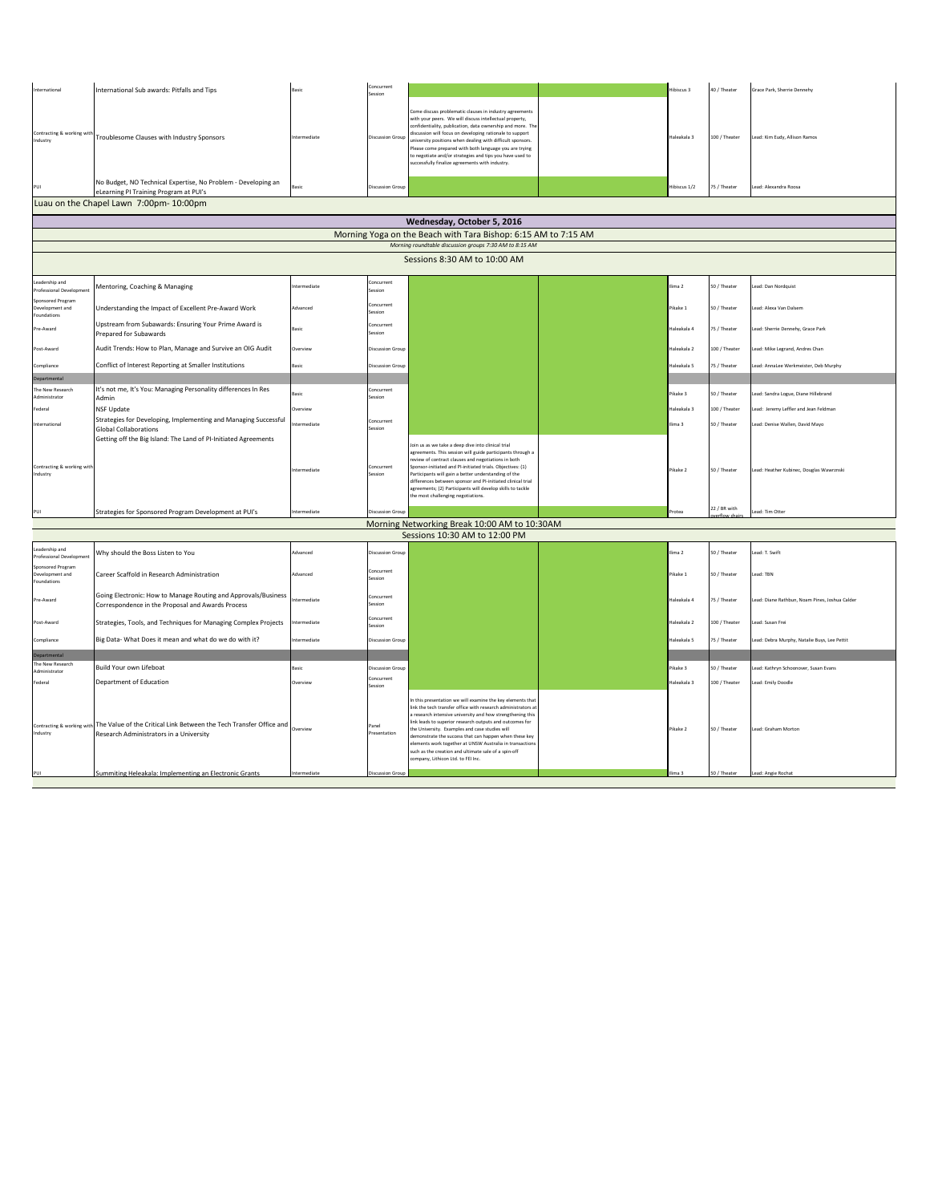| | | | | | | | | |
|---|---|---|---|---|---|---|---|---|
| International | International Sub awards: Pitfalls and Tips | Basic | Concurrent Session | | | Hibiscus 3 | 40 / Theater | Grace Park, Sherrie Dennehy |
| Contracting & working with Industry | Troublesome Clauses with Industry Sponsors | Intermediate | Discussion Group | Come discuss problematic clauses in industry agreements with your peers. We will discuss intellectual property, confidentiality, publication, data ownership and more. The discussion will focus on developing rationale to support university positions when dealing with difficult sponsors. Please come prepared with both language you are trying to negotiate and/or strategies and tips you have used to successfully finalize agreements with industry. | | Haleakala 3 | 100 / Theater | Lead: Kim Eudy, Allison Ramos |
| PUI | No Budget, NO Technical Expertise, No Problem - Developing an eLearning PI Training Program at PUI's | Basic | Discussion Group | | | Hibiscus 1/2 | 75 / Theater | Lead: Alexandra Roosa |
| Luau on the Chapel Lawn 7:00pm- 10:00pm | | | | | | | | |
| **Wednesday, October 5, 2016** | | | | | | | | |
| Morning Yoga on the Beach with Tara Bishop: 6:15 AM to 7:15 AM | | | | | | | | |
| *Morning roundtable discussion groups 7:30 AM to 8:15 AM* | | | | | | | | |
| Sessions 8:30 AM to 10:00 AM | | | | | | | | |
| Leadership and Professional Development | Mentoring, Coaching & Managing | Intermediate | Concurrent Session | | | Ilima 2 | 50 / Theater | Lead: Dan Nordquist |
| Sponsored Program Development and Foundations | Understanding the Impact of Excellent Pre-Award Work | Advanced | Concurrent Session | | | Pikake 1 | 50 / Theater | Lead: Alexa Van Dalsem |
| Pre-Award | Upstream from Subawards: Ensuring Your Prime Award is Prepared for Subawards | Basic | Concurrent Session | | | Haleakala 4 | 75 / Theater | Lead: Sherrie Dennehy, Grace Park |
| Post-Award | Audit Trends: How to Plan, Manage and Survive an OIG Audit | Overview | Discussion Group | | | Haleakala 2 | 100 / Theater | Lead: Mike Legrand, Andres Chan |
| Compliance | Conflict of Interest Reporting at Smaller Institutions | Basic | Discussion Group | | | Haleakala 5 | 75 / Theater | Lead: AnnaLee Werkmeister, Deb Murphy |
| Departmental | | | | | | | | |
| The New Research Administrator | It's not me, It's You: Managing Personality differences In Res Admin | Basic | Concurrent Session | | | Pikake 3 | 50 / Theater | Lead: Sandra Logue, Diane Hillebrand |
| Federal | NSF Update | Overview | | | | Haleakala 3 | 100 / Theater | Lead: Jeremy Leffler and Jean Feldman |
| International | Strategies for Developing, Implementing and Managing Successful Global Collaborations | Intermediate | Concurrent Session | | | Ilima 3 | 50 / Theater | Lead: Denise Wallen, David Mayo |
| Contracting & working with Industry | Getting off the Big Island: The Land of PI-Initiated Agreements | Intermediate | Concurrent Session | Join us as we take a deep dive into clinical trial agreements. This session will guide participants through a review of contract clauses and negotiations in both Sponsor-initiated and PI-initiated trials. Objectives: (1) Participants will gain a better understanding of the differences between sponsor and PI-initiated clinical trial agreements; (2) Participants will develop skills to tackle the most challenging negotiations. | | Pikake 2 | 50 / Theater | Lead: Heather Kubinec, Douglas Wawrzynski |
| PUI | Strategies for Sponsored Program Development at PUI's | Intermediate | Discussion Group | | | Protea | 22 / BR with overflow chairs | Lead: Tim Otter |
| Morning Networking Break 10:00 AM to 10:30AM | | | | | | | | |
| Sessions 10:30 AM to 12:00 PM | | | | | | | | |
| Leadership and Professional Development | Why should the Boss Listen to You | Advanced | Discussion Group | | | Ilima 2 | 50 / Theater | Lead: T. Swift |
| Sponsored Program Development and Foundations | Career Scaffold in Research Administration | Advanced | Concurrent Session | | | Pikake 1 | 50 / Theater | Lead: TBN |
| Pre-Award | Going Electronic: How to Manage Routing and Approvals/Business Correspondence in the Proposal and Awards Process | Intermediate | Concurrent Session | | | Haleakala 4 | 75 / Theater | Lead: Diane Rathbun, Noam Pines, Joshua Calder |
| Post-Award | Strategies, Tools, and Techniques for Managing Complex Projects | Intermediate | Concurrent Session | | | Haleakala 2 | 100 / Theater | Lead: Susan Frei |
| Compliance | Big Data- What Does it mean and what do we do with it? | Intermediate | Discussion Group | | | Haleakala 5 | 75 / Theater | Lead: Debra Murphy, Natalie Buys, Lee Pettit |
| Departmental | | | | | | | | |
| The New Research Administrator | Build Your own Lifeboat | Basic | Discussion Group | | | Pikake 3 | 50 / Theater | Lead: Kathryn Schoonover, Susan Evans |
| Federal | Department of Education | Overview | Concurrent Session | | | Haleakala 3 | 100 / Theater | Lead: Emily Doodle |
| Contracting & working with Industry | The Value of the Critical Link Between the Tech Transfer Office and Research Administrators in a University | Overview | Panel Presentation | In this presentation we will examine the key elements that link the tech transfer office with research administrators at a research intensive university and how strengthening this link leads to superior research outputs and outcomes for the University. Examples and case studies will demonstrate the success that can happen when these key elements work together at UNSW Australia in transactions such as the creation and ultimate sale of a spin-off company, Lithicon Ltd. to FEI Inc. | | Pikake 2 | 50 / Theater | Lead: Graham Morton |
| PUI | Summiting Heleakala: Implementing an Electronic Grants | Intermediate | Discussion Group | | | Ilima 3 | 50 / Theater | Lead: Angie Rochat |